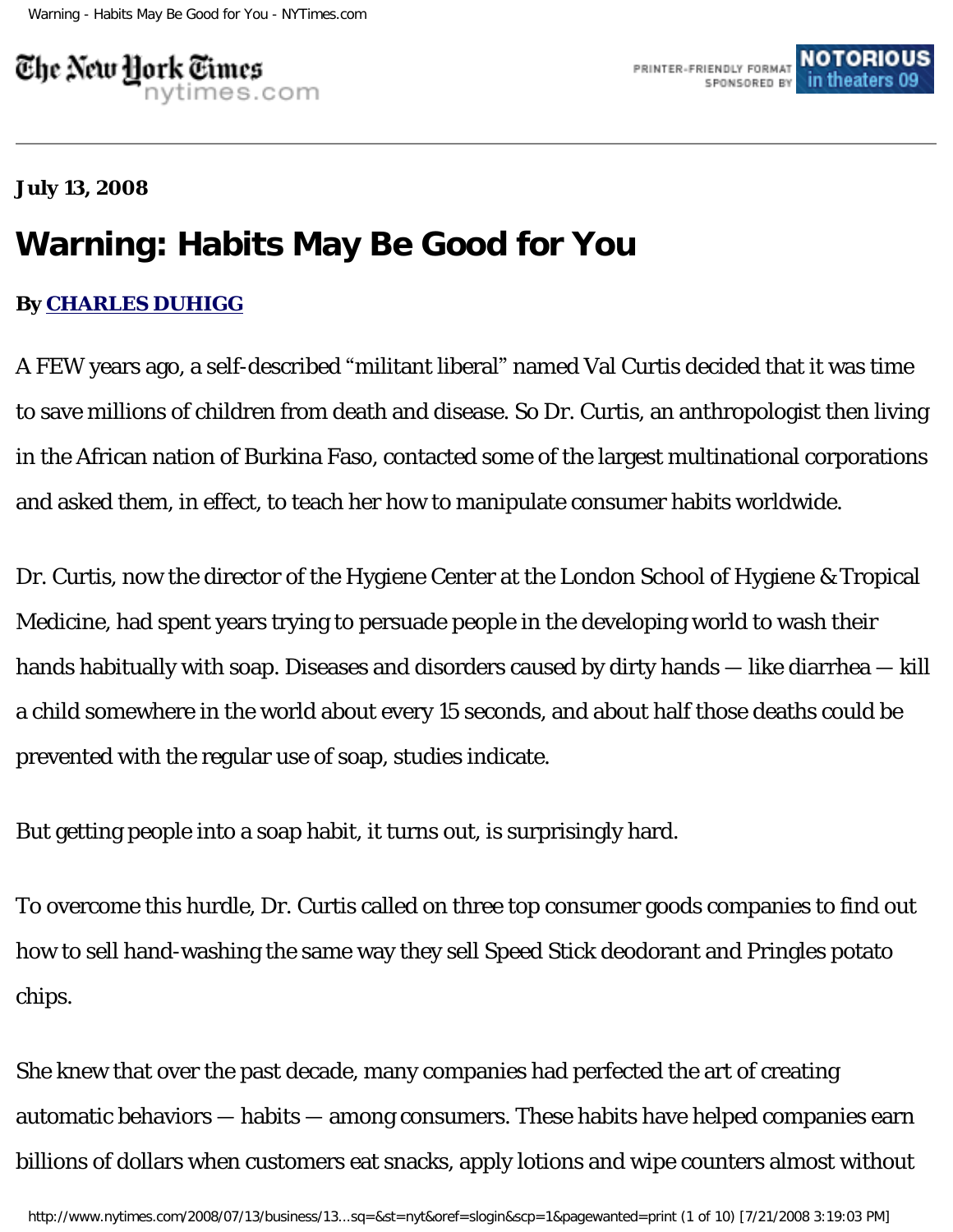**July 13, 2008**

# Warning: Habits May Be Good for You

**By CHARLES DUHIGG**

A FEW years ago, a self-described “militant liberal” named Val Curtis decided that it was time to save millions of children from death and disease. So Dr. Curtis, an anthropologist then living in the African nation of Burkina Faso, contacted some of the largest multinational corporations and asked them, in effect, to teach her how to manipulate consumer habits worldwide.

Dr. Curtis, now the director of the Hygiene Center at the London School of Hygiene & Tropical Medicine, had spent years trying to persuade people in the developing world to wash their hands habitually with soap. Diseases and disorders caused by dirty hands — like diarrhea — kill a child somewhere in the world about every 15 seconds, and about half those deaths could be prevented with the regular use of soap, studies indicate.

But getting people into a soap habit, it turns out, is surprisingly hard.

To overcome this hurdle, Dr. Curtis called on three top consumer goods companies to find out how to sell hand-washing the same way they sell Speed Stick deodorant and Pringles potato chips.

She knew that over the past decade, many companies had perfected the art of creating automatic behaviors — habits — among consumers. These habits have helped companies earn billions of dollars when customers eat snacks, apply lotions and wipe counters almost without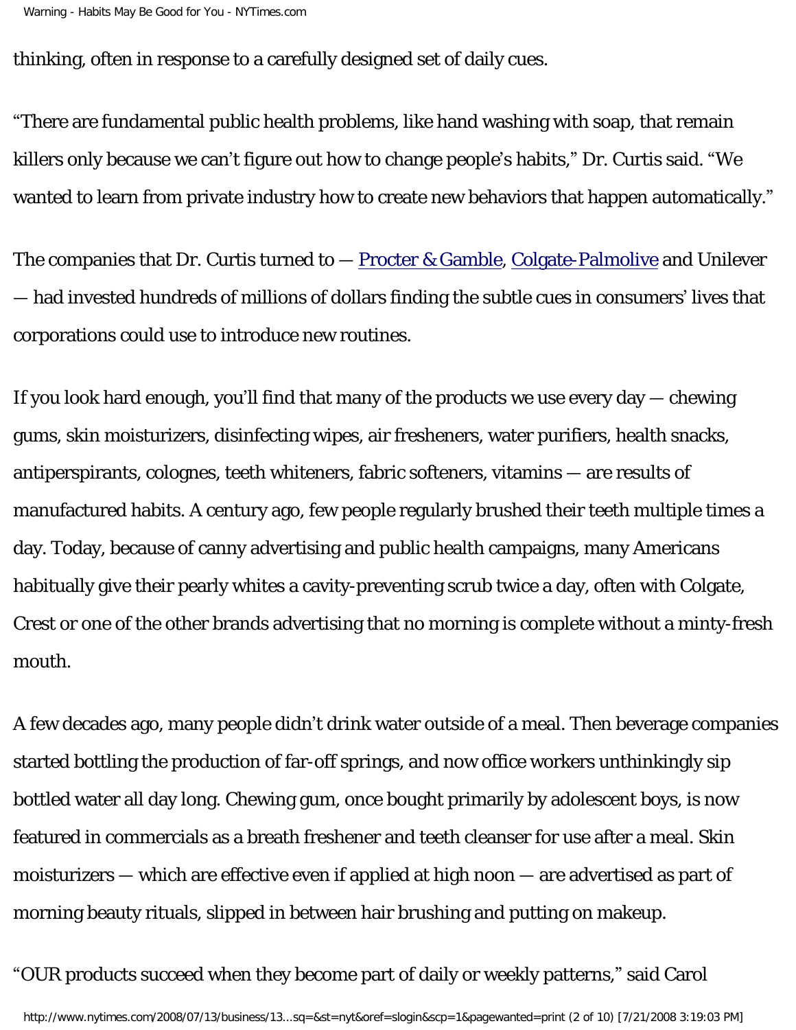thinking, often in response to a carefully designed set of daily cues.

“There are fundamental public health problems, like hand washing with soap, that remain killers only because we can’t figure out how to change people’s habits,” Dr. Curtis said. “We wanted to learn from private industry how to create new behaviors that happen automatically.”

The companies that Dr. Curtis turned to — Procter & Gamble, Colgate-Palmolive and Unilever — had invested hundreds of millions of dollars finding the subtle cues in consumers’ lives that corporations could use to introduce new routines.

If you look hard enough, you’ll find that many of the products we use every day — chewing gums, skin moisturizers, disinfecting wipes, air fresheners, water purifiers, health snacks, antiperspirants, colognes, teeth whiteners, fabric softeners, vitamins — are results of manufactured habits. A century ago, few people regularly brushed their teeth multiple times a day. Today, because of canny advertising and public health campaigns, many Americans habitually give their pearly whites a cavity-preventing scrub twice a day, often with Colgate, Crest or one of the other brands advertising that no morning is complete without a minty-fresh mouth.

A few decades ago, many people didn’t drink water outside of a meal. Then beverage companies started bottling the production of far-off springs, and now office workers unthinkingly sip bottled water all day long. Chewing gum, once bought primarily by adolescent boys, is now featured in commercials as a breath freshener and teeth cleanser for use after a meal. Skin moisturizers — which are effective even if applied at high noon — are advertised as part of morning beauty rituals, slipped in between hair brushing and putting on makeup.

“OUR products succeed when they become part of daily or weekly patterns,” said Carol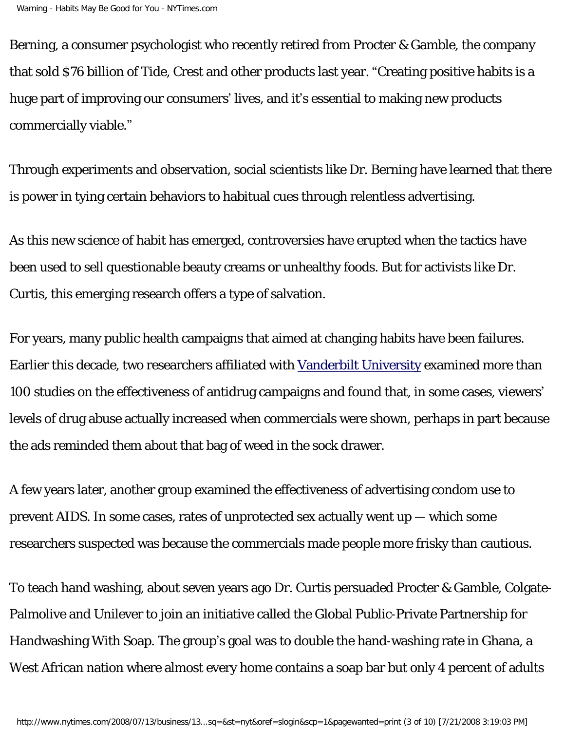Berning, a consumer psychologist who recently retired from Procter & Gamble, the company that sold $76 billion of Tide, Crest and other products last year. “Creating positive habits is a huge part of improving our consumers’ lives, and it’s essential to making new products commercially viable.”

Through experiments and observation, social scientists like Dr. Berning have learned that there is power in tying certain behaviors to habitual cues through relentless advertising.

As this new science of habit has emerged, controversies have erupted when the tactics have been used to sell questionable beauty creams or unhealthy foods. But for activists like Dr. Curtis, this emerging research offers a type of salvation.

For years, many public health campaigns that aimed at changing habits have been failures. Earlier this decade, two researchers affiliated with Vanderbilt University examined more than 100 studies on the effectiveness of antidrug campaigns and found that, in some cases, viewers’ levels of drug abuse actually increased when commercials were shown, perhaps in part because the ads reminded them about that bag of weed in the sock drawer.

A few years later, another group examined the effectiveness of advertising condom use to prevent AIDS. In some cases, rates of unprotected sex actually went up — which some researchers suspected was because the commercials made people more frisky than cautious.

To teach hand washing, about seven years ago Dr. Curtis persuaded Procter & Gamble, Colgate-Palmolive and Unilever to join an initiative called the Global Public-Private Partnership for Handwashing With Soap. The group’s goal was to double the hand-washing rate in Ghana, a West African nation where almost every home contains a soap bar but only 4 percent of adults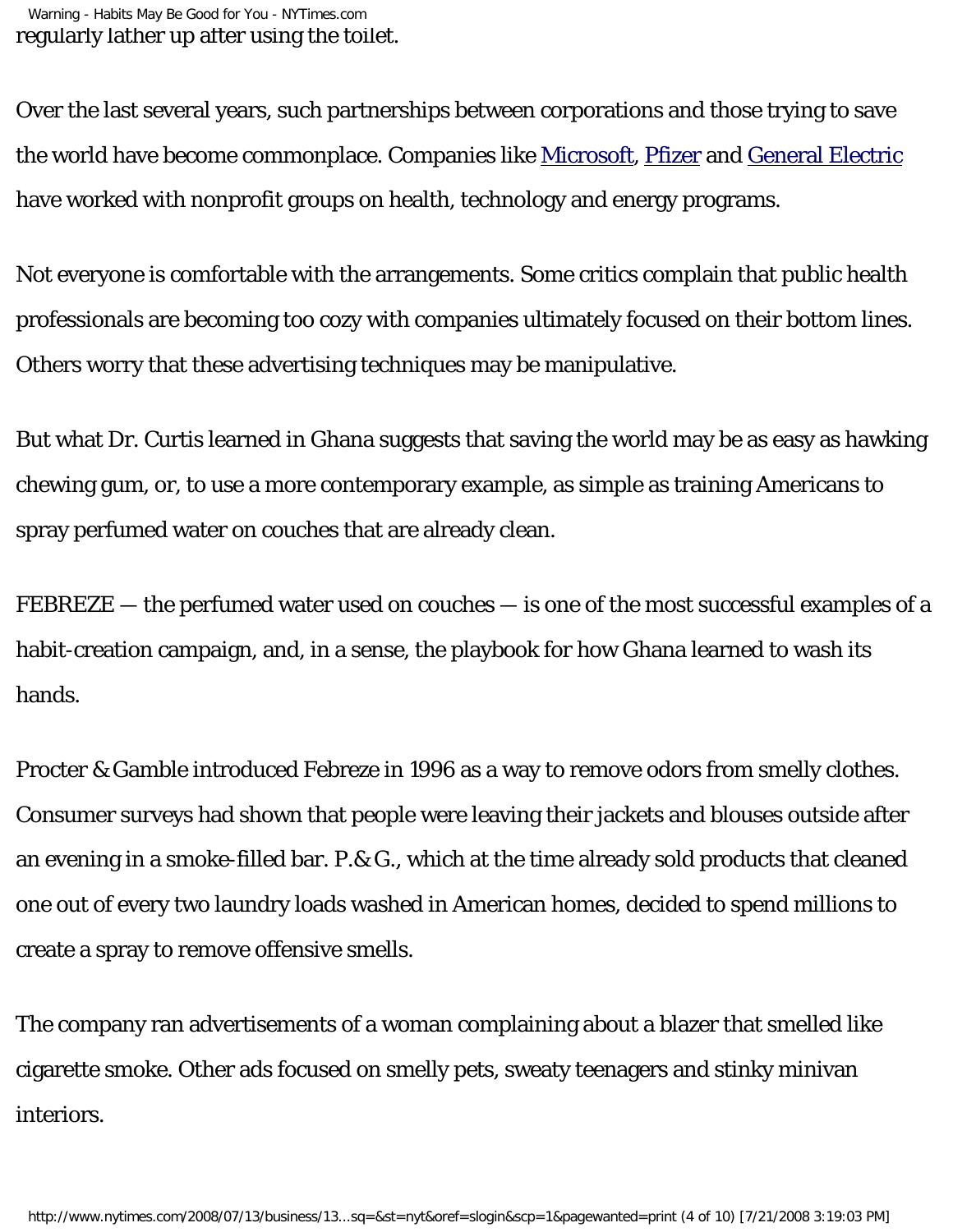regularly lather up after using the toilet.

Over the last several years, such partnerships between corporations and those trying to save the world have become commonplace. Companies like Microsoft, Pfizer and General Electric have worked with nonprofit groups on health, technology and energy programs.

Not everyone is comfortable with the arrangements. Some critics complain that public health professionals are becoming too cozy with companies ultimately focused on their bottom lines. Others worry that these advertising techniques may be manipulative.

But what Dr. Curtis learned in Ghana suggests that saving the world may be as easy as hawking chewing gum, or, to use a more contemporary example, as simple as training Americans to spray perfumed water on couches that are already clean.

FEBREZE — the perfumed water used on couches — is one of the most successful examples of a habit-creation campaign, and, in a sense, the playbook for how Ghana learned to wash its hands.

Procter & Gamble introduced Febreze in 1996 as a way to remove odors from smelly clothes. Consumer surveys had shown that people were leaving their jackets and blouses outside after an evening in a smoke-filled bar. P.& G., which at the time already sold products that cleaned one out of every two laundry loads washed in American homes, decided to spend millions to create a spray to remove offensive smells.

The company ran advertisements of a woman complaining about a blazer that smelled like cigarette smoke. Other ads focused on smelly pets, sweaty teenagers and stinky minivan interiors.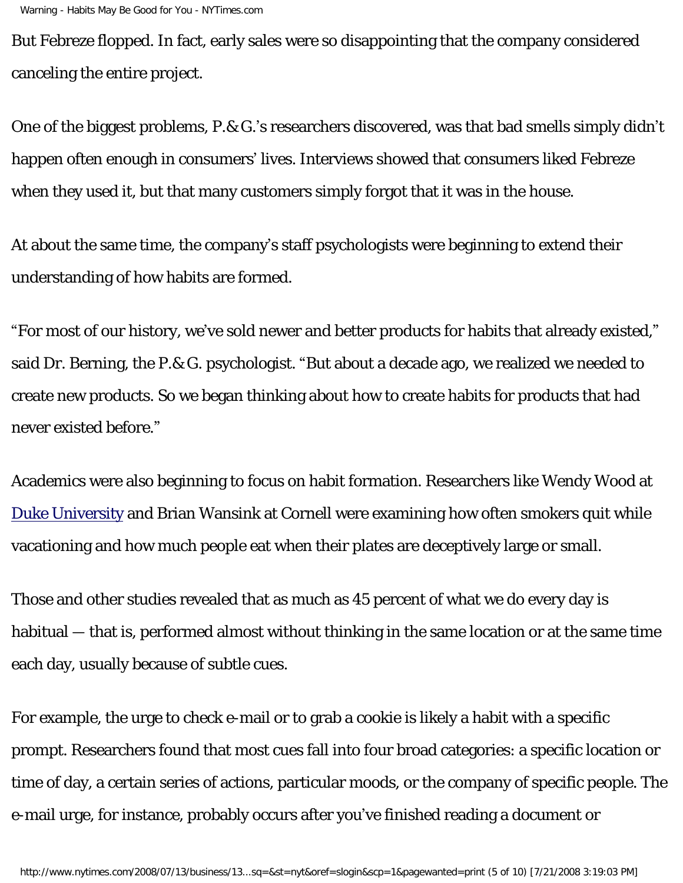But Febreze flopped. In fact, early sales were so disappointing that the company considered canceling the entire project.

One of the biggest problems, P.& G.'s researchers discovered, was that bad smells simply didn't happen often enough in consumers' lives. Interviews showed that consumers liked Febreze when they used it, but that many customers simply forgot that it was in the house.

At about the same time, the company's staff psychologists were beginning to extend their understanding of how habits are formed.

"For most of our history, we've sold newer and better products for habits that already existed," said Dr. Berning, the P.& G. psychologist. "But about a decade ago, we realized we needed to create new products. So we began thinking about how to create habits for products that had never existed before."

Academics were also beginning to focus on habit formation. Researchers like Wendy Wood at Duke University and Brian Wansink at Cornell were examining how often smokers quit while vacationing and how much people eat when their plates are deceptively large or small.

Those and other studies revealed that as much as 45 percent of what we do every day is habitual — that is, performed almost without thinking in the same location or at the same time each day, usually because of subtle cues.

For example, the urge to check e-mail or to grab a cookie is likely a habit with a specific prompt. Researchers found that most cues fall into four broad categories: a specific location or time of day, a certain series of actions, particular moods, or the company of specific people. The e-mail urge, for instance, probably occurs after you've finished reading a document or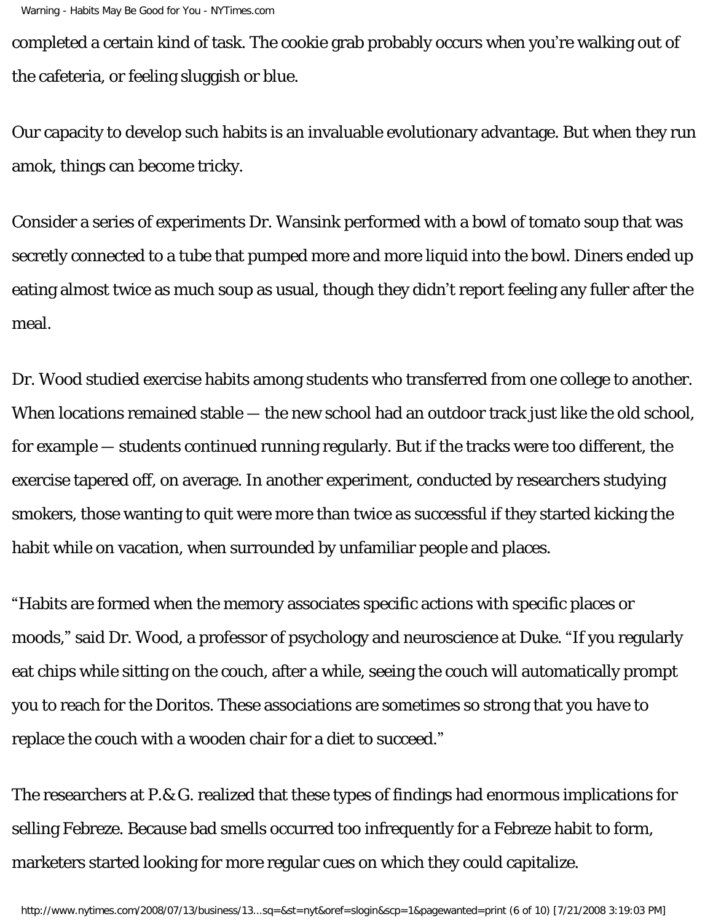completed a certain kind of task. The cookie grab probably occurs when you're walking out of the cafeteria, or feeling sluggish or blue.

Our capacity to develop such habits is an invaluable evolutionary advantage. But when they run amok, things can become tricky.

Consider a series of experiments Dr. Wansink performed with a bowl of tomato soup that was secretly connected to a tube that pumped more and more liquid into the bowl. Diners ended up eating almost twice as much soup as usual, though they didn't report feeling any fuller after the meal.

Dr. Wood studied exercise habits among students who transferred from one college to another. When locations remained stable — the new school had an outdoor track just like the old school, for example — students continued running regularly. But if the tracks were too different, the exercise tapered off, on average. In another experiment, conducted by researchers studying smokers, those wanting to quit were more than twice as successful if they started kicking the habit while on vacation, when surrounded by unfamiliar people and places.

"Habits are formed when the memory associates specific actions with specific places or moods," said Dr. Wood, a professor of psychology and neuroscience at Duke. "If you regularly eat chips while sitting on the couch, after a while, seeing the couch will automatically prompt you to reach for the Doritos. These associations are sometimes so strong that you have to replace the couch with a wooden chair for a diet to succeed."

The researchers at P.& G. realized that these types of findings had enormous implications for selling Febreze. Because bad smells occurred too infrequently for a Febreze habit to form, marketers started looking for more regular cues on which they could capitalize.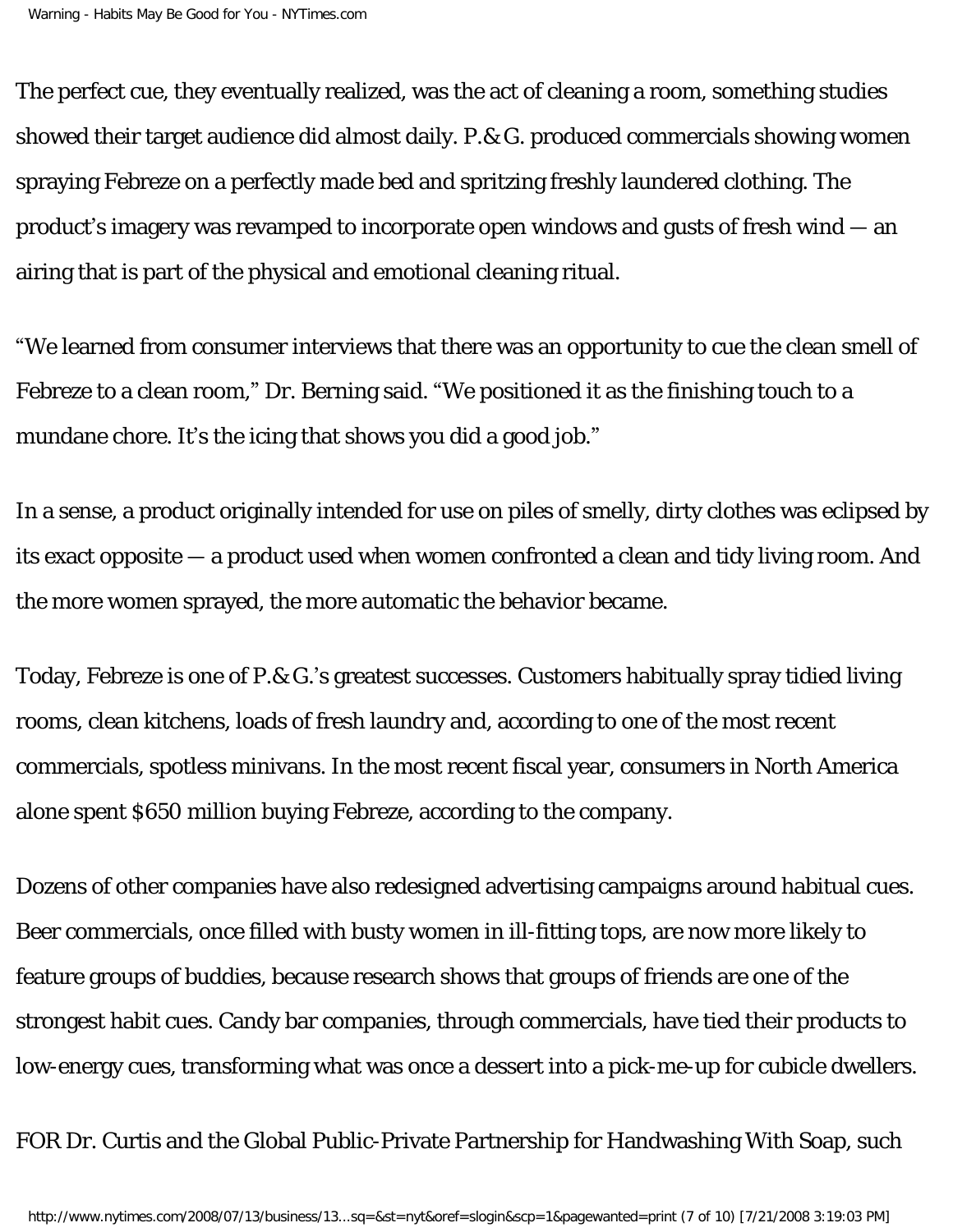The perfect cue, they eventually realized, was the act of cleaning a room, something studies showed their target audience did almost daily. P.& G. produced commercials showing women spraying Febreze on a perfectly made bed and spritzing freshly laundered clothing. The product's imagery was revamped to incorporate open windows and gusts of fresh wind — an airing that is part of the physical and emotional cleaning ritual.

"We learned from consumer interviews that there was an opportunity to cue the clean smell of Febreze to a clean room," Dr. Berning said. "We positioned it as the finishing touch to a mundane chore. It's the icing that shows you did a good job."

In a sense, a product originally intended for use on piles of smelly, dirty clothes was eclipsed by its exact opposite — a product used when women confronted a clean and tidy living room. And the more women sprayed, the more automatic the behavior became.

Today, Febreze is one of P.& G.'s greatest successes. Customers habitually spray tidied living rooms, clean kitchens, loads of fresh laundry and, according to one of the most recent commercials, spotless minivans. In the most recent fiscal year, consumers in North America alone spent $650 million buying Febreze, according to the company.

Dozens of other companies have also redesigned advertising campaigns around habitual cues. Beer commercials, once filled with busty women in ill-fitting tops, are now more likely to feature groups of buddies, because research shows that groups of friends are one of the strongest habit cues. Candy bar companies, through commercials, have tied their products to low-energy cues, transforming what was once a dessert into a pick-me-up for cubicle dwellers.

FOR Dr. Curtis and the Global Public-Private Partnership for Handwashing With Soap, such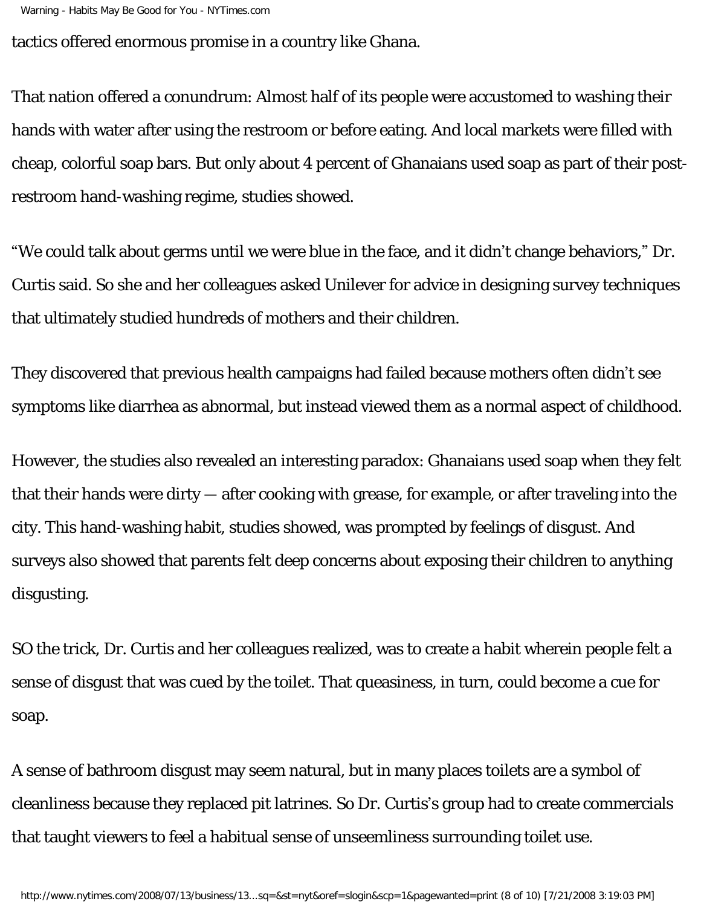tactics offered enormous promise in a country like Ghana.

That nation offered a conundrum: Almost half of its people were accustomed to washing their hands with water after using the restroom or before eating. And local markets were filled with cheap, colorful soap bars. But only about 4 percent of Ghanaians used soap as part of their post-restroom hand-washing regime, studies showed.

"We could talk about germs until we were blue in the face, and it didn't change behaviors," Dr. Curtis said. So she and her colleagues asked Unilever for advice in designing survey techniques that ultimately studied hundreds of mothers and their children.

They discovered that previous health campaigns had failed because mothers often didn't see symptoms like diarrhea as abnormal, but instead viewed them as a normal aspect of childhood.

However, the studies also revealed an interesting paradox: Ghanaians used soap when they felt that their hands were dirty — after cooking with grease, for example, or after traveling into the city. This hand-washing habit, studies showed, was prompted by feelings of disgust. And surveys also showed that parents felt deep concerns about exposing their children to anything disgusting.

SO the trick, Dr. Curtis and her colleagues realized, was to create a habit wherein people felt a sense of disgust that was cued by the toilet. That queasiness, in turn, could become a cue for soap.

A sense of bathroom disgust may seem natural, but in many places toilets are a symbol of cleanliness because they replaced pit latrines. So Dr. Curtis's group had to create commercials that taught viewers to feel a habitual sense of unseemliness surrounding toilet use.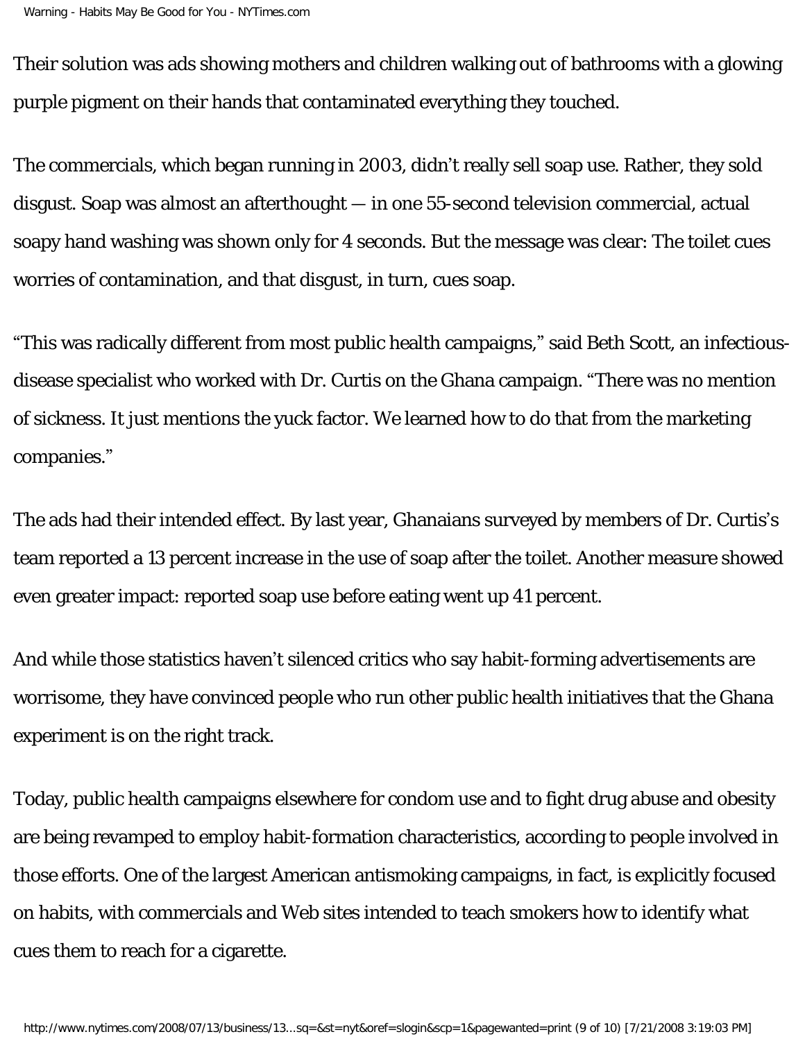Their solution was ads showing mothers and children walking out of bathrooms with a glowing purple pigment on their hands that contaminated everything they touched.

The commercials, which began running in 2003, didn't really sell soap use. Rather, they sold disgust. Soap was almost an afterthought — in one 55-second television commercial, actual soapy hand washing was shown only for 4 seconds. But the message was clear: The toilet cues worries of contamination, and that disgust, in turn, cues soap.

"This was radically different from most public health campaigns," said Beth Scott, an infectious-disease specialist who worked with Dr. Curtis on the Ghana campaign. "There was no mention of sickness. It just mentions the yuck factor. We learned how to do that from the marketing companies."

The ads had their intended effect. By last year, Ghanaians surveyed by members of Dr. Curtis's team reported a 13 percent increase in the use of soap after the toilet. Another measure showed even greater impact: reported soap use before eating went up 41 percent.

And while those statistics haven't silenced critics who say habit-forming advertisements are worrisome, they have convinced people who run other public health initiatives that the Ghana experiment is on the right track.

Today, public health campaigns elsewhere for condom use and to fight drug abuse and obesity are being revamped to employ habit-formation characteristics, according to people involved in those efforts. One of the largest American antismoking campaigns, in fact, is explicitly focused on habits, with commercials and Web sites intended to teach smokers how to identify what cues them to reach for a cigarette.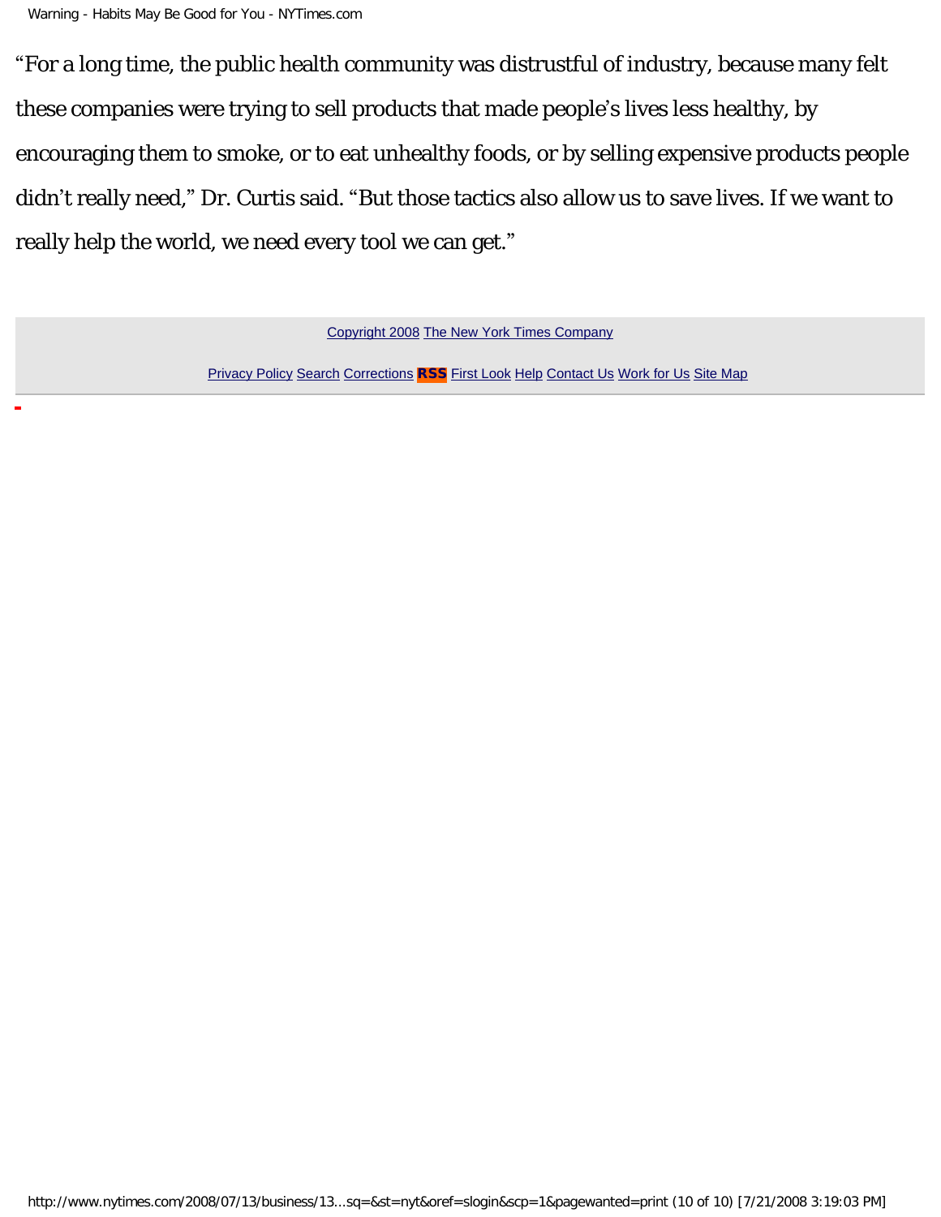"For a long time, the public health community was distrustful of industry, because many felt these companies were trying to sell products that made people's lives less healthy, by encouraging them to smoke, or to eat unhealthy foods, or by selling expensive products people didn't really need," Dr. Curtis said. "But those tactics also allow us to save lives. If we want to really help the world, we need every tool we can get."

Copyright 2008 The New York Times Company

Privacy Policy Search Corrections RSS First Look Help Contact Us Work for Us Site Map